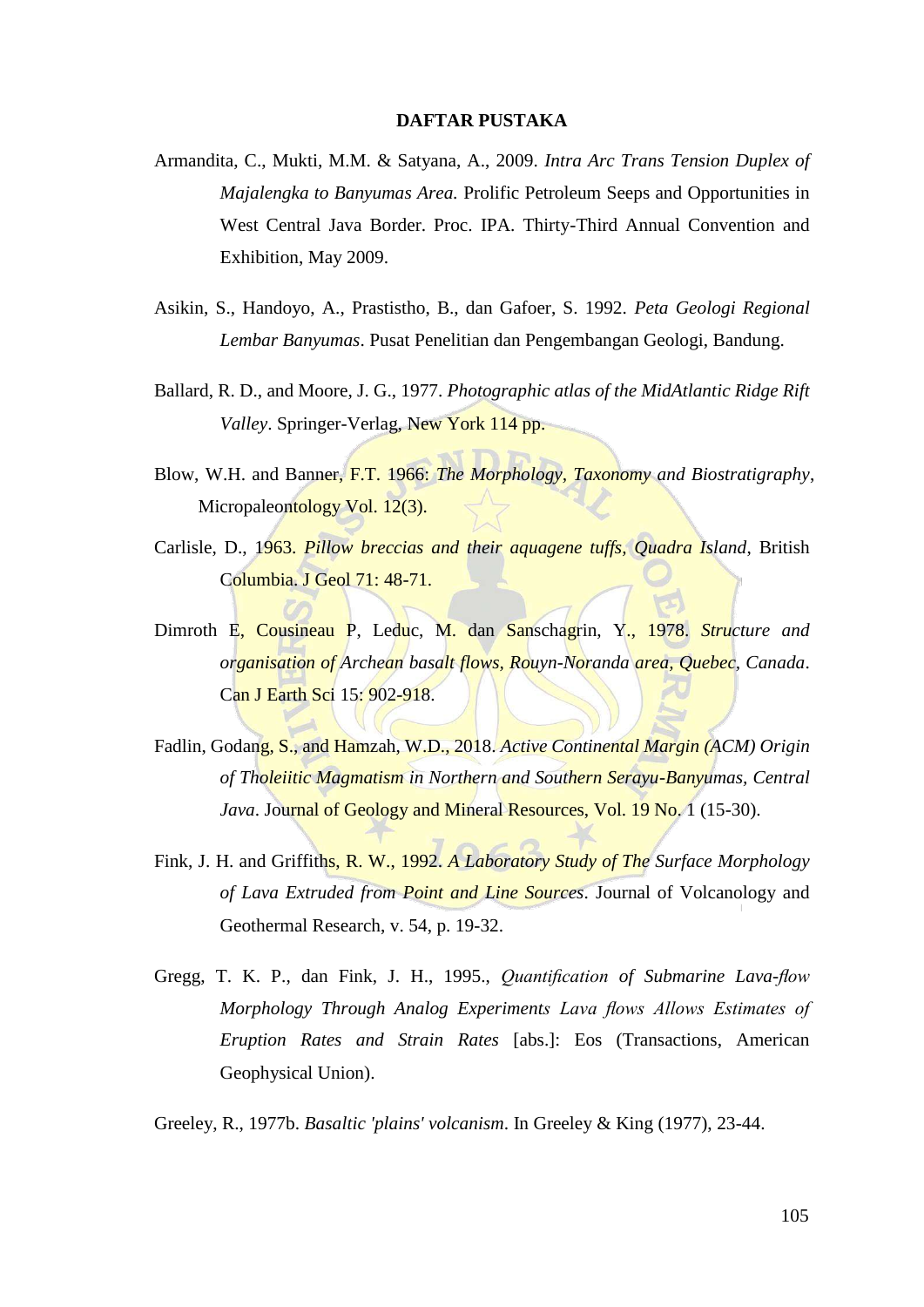# DAFTAR PUSTAKA

Armandita, C., Mukti, M.M. & Satyana, A., 2009. *Intra Arc Trans Tension Duplex of Majalengka to Banyumas Area.* Prolific Petroleum Seeps and Opportunities in West Central Java Border. Proc. IPA. Thirty-Third Annual Convention and Exhibition, May 2009.

Asikin, S., Handoyo, A., Prastistho, B., dan Gafoer, S. 1992. *Peta Geologi Regional Lembar Banyumas*. Pusat Penelitian dan Pengembangan Geologi, Bandung.

Ballard, R. D., and Moore, J. G., 1977. *Photographic atlas of the MidAtlantic Ridge Rift Valley*. Springer-Verlag, New York 114 pp.

Blow, W.H. and Banner, F.T. 1966: *The Morphology, Taxonomy and Biostratigraphy*, Micropaleontology Vol. 12(3).

Carlisle, D., 1963. *Pillow breccias and their aquagene tuffs, Quadra Island*, British Columbia. J Geol 71: 48-71.

Dimroth E, Cousineau P, Leduc, M. dan Sanschagrin, Y., 1978. *Structure and organisation of Archean basalt flows, Rouyn-Noranda area, Quebec, Canada*. Can J Earth Sci 15: 902-918.

Fadlin, Godang, S., and Hamzah, W.D., 2018. *Active Continental Margin (ACM) Origin of Tholeiitic Magmatism in Northern and Southern Serayu-Banyumas, Central Java*. Journal of Geology and Mineral Resources, Vol. 19 No. 1 (15-30).

Fink, J. H. and Griffiths, R. W., 1992. *A Laboratory Study of The Surface Morphology of Lava Extruded from Point and Line Sources*. Journal of Volcanology and Geothermal Research, v. 54, p. 19-32.

Gregg, T. K. P., dan Fink, J. H., 1995., *Quantification of Submarine Lava-flow Morphology Through Analog Experiments Lava flows Allows Estimates of Eruption Rates and Strain Rates* [abs.]: Eos (Transactions, American Geophysical Union).

Greeley, R., 1977b. *Basaltic 'plains' volcanism*. In Greeley & King (1977), 23-44.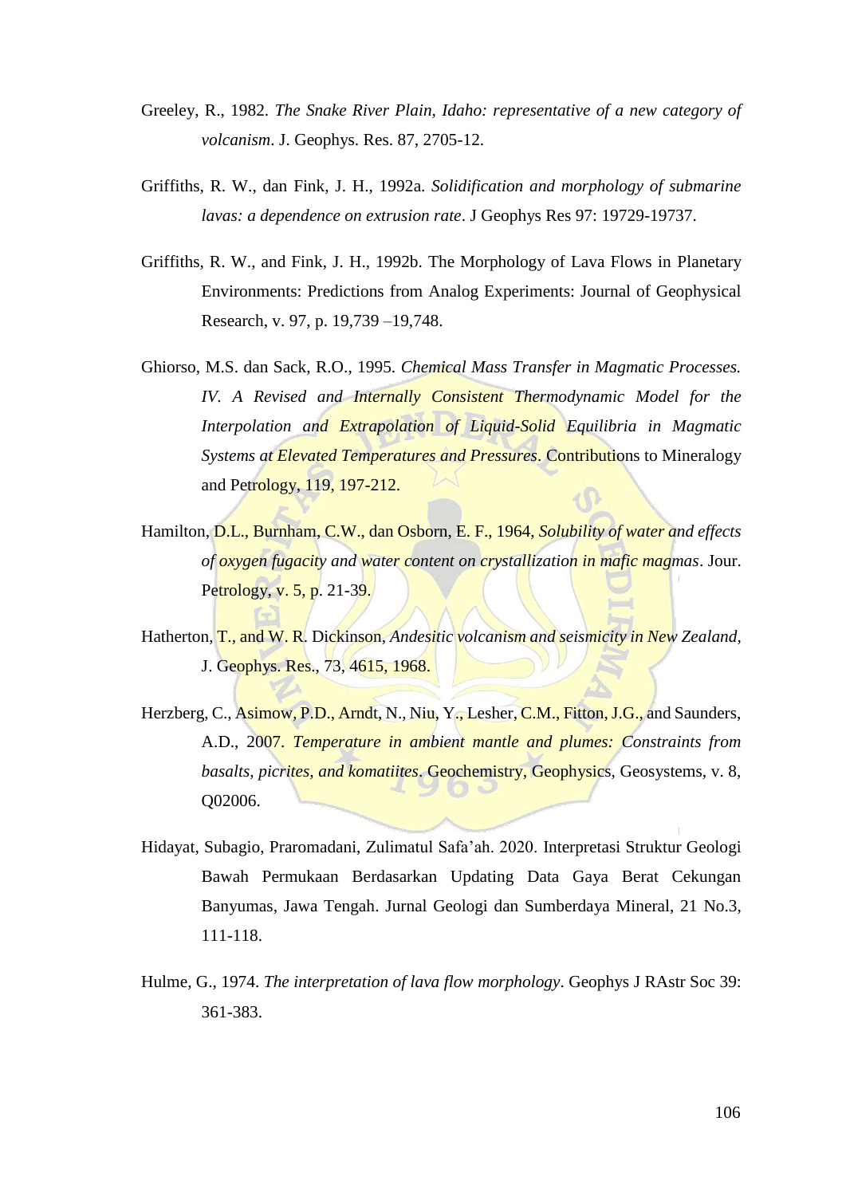Greeley, R., 1982. *The Snake River Plain, Idaho: representative of a new category of volcanism*. J. Geophys. Res. 87, 2705-12.

Griffiths, R. W., dan Fink, J. H., 1992a. *Solidification and morphology of submarine lavas: a dependence on extrusion rate*. J Geophys Res 97: 19729-19737.

Griffiths, R. W., and Fink, J. H., 1992b. The Morphology of Lava Flows in Planetary Environments: Predictions from Analog Experiments: Journal of Geophysical Research, v. 97, p. 19,739 –19,748.

Ghiorso, M.S. dan Sack, R.O., 1995. *Chemical Mass Transfer in Magmatic Processes. IV. A Revised and Internally Consistent Thermodynamic Model for the Interpolation and Extrapolation of Liquid-Solid Equilibria in Magmatic Systems at Elevated Temperatures and Pressures*. Contributions to Mineralogy and Petrology, 119, 197-212.

Hamilton, D.L., Burnham, C.W., dan Osborn, E. F., 1964, *Solubility of water and effects of oxygen fugacity and water content on crystallization in mafic magmas*. Jour. Petrology, v. 5, p. 21-39.

Hatherton, T., and W. R. Dickinson, *Andesitic volcanism and seismicity in New Zealand,* J. Geophys. Res., 73, 4615, 1968.

Herzberg, C., Asimow, P.D., Arndt, N., Niu, Y., Lesher, C.M., Fitton, J.G., and Saunders, A.D., 2007. *Temperature in ambient mantle and plumes: Constraints from basalts, picrites, and komatiites*. Geochemistry, Geophysics, Geosystems, v. 8, Q02006.

Hidayat, Subagio, Praromadani, Zulimatul Safa'ah. 2020. Interpretasi Struktur Geologi Bawah Permukaan Berdasarkan Updating Data Gaya Berat Cekungan Banyumas, Jawa Tengah. Jurnal Geologi dan Sumberdaya Mineral, 21 No.3, 111-118.

Hulme, G., 1974. *The interpretation of lava flow morphology*. Geophys J RAstr Soc 39: 361-383.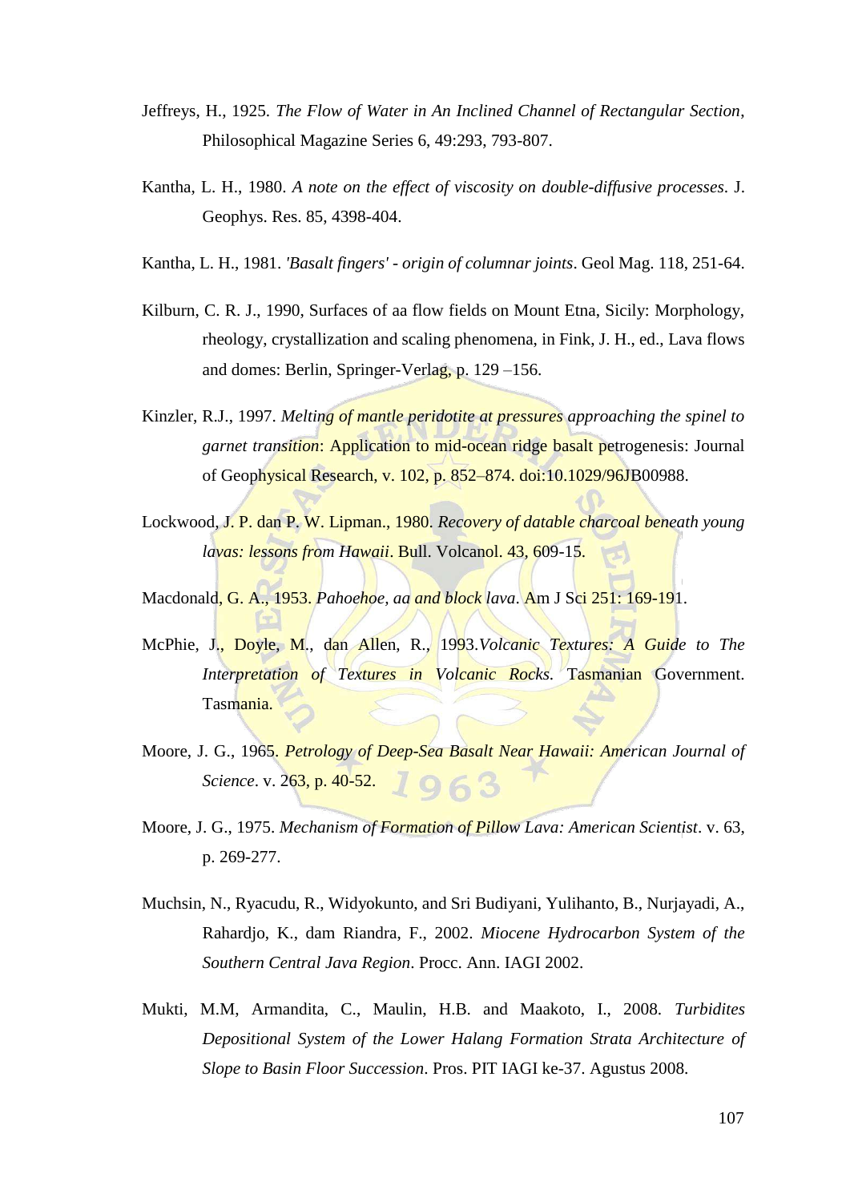Jeffreys, H., 1925. *The Flow of Water in An Inclined Channel of Rectangular Section*, Philosophical Magazine Series 6, 49:293, 793-807.

Kantha, L. H., 1980. *A note on the effect of viscosity on double-diffusive processes*. J. Geophys. Res. 85, 4398-404.

Kantha, L. H., 1981. *'Basalt fingers' - origin of columnar joints*. Geol Mag. 118, 251-64.

Kilburn, C. R. J., 1990, Surfaces of aa flow fields on Mount Etna, Sicily: Morphology, rheology, crystallization and scaling phenomena, in Fink, J. H., ed., Lava flows and domes: Berlin, Springer-Verlag, p. 129 –156.

Kinzler, R.J., 1997. *Melting of mantle peridotite at pressures approaching the spinel to garnet transition*: Application to mid-ocean ridge basalt petrogenesis: Journal of Geophysical Research, v. 102, p. 852–874. doi:10.1029/96JB00988.

Lockwood, J. P. dan P. W. Lipman., 1980. *Recovery of datable charcoal beneath young lavas: lessons from Hawaii*. Bull. Volcanol. 43, 609-15.

Macdonald, G. A., 1953. *Pahoehoe, aa and block lava*. Am J Sci 251: 169-191.

McPhie, J., Doyle, M., dan Allen, R., 1993.*Volcanic Textures: A Guide to The Interpretation of Textures in Volcanic Rocks*. Tasmanian Government. Tasmania.

Moore, J. G., 1965. *Petrology of Deep-Sea Basalt Near Hawaii: American Journal of Science*. v. 263, p. 40-52.

Moore, J. G., 1975. *Mechanism of Formation of Pillow Lava: American Scientist*. v. 63, p. 269-277.

Muchsin, N., Ryacudu, R., Widyokunto, and Sri Budiyani, Yulihanto, B., Nurjayadi, A., Rahardjo, K., dam Riandra, F., 2002. *Miocene Hydrocarbon System of the Southern Central Java Region*. Procc. Ann. IAGI 2002.

Mukti, M.M, Armandita, C., Maulin, H.B. and Maakoto, I., 2008. *Turbidites Depositional System of the Lower Halang Formation Strata Architecture of Slope to Basin Floor Succession*. Pros. PIT IAGI ke-37. Agustus 2008.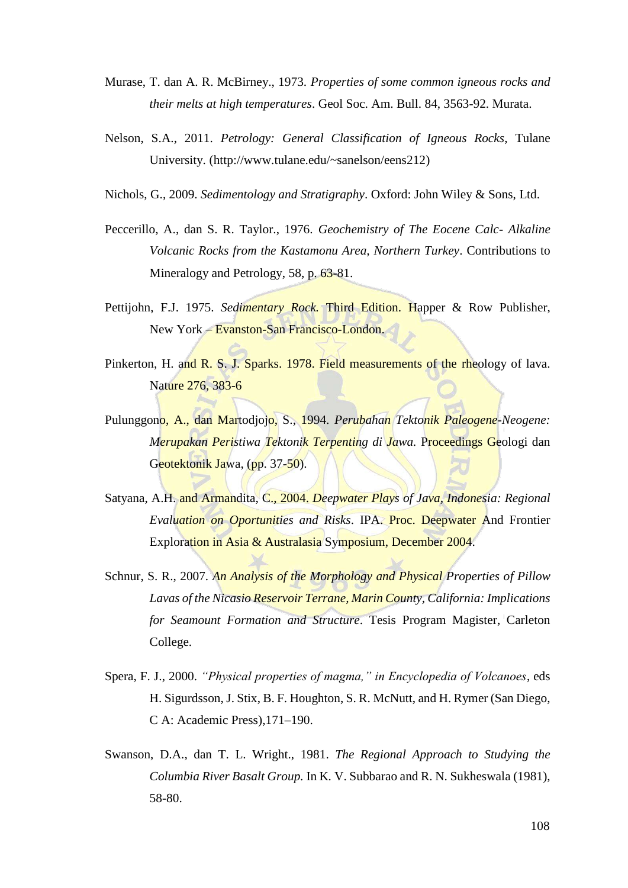Murase, T. dan A. R. McBirney., 1973. *Properties of some common igneous rocks and their melts at high temperatures*. Geol Soc. Am. Bull. 84, 3563-92. Murata.

Nelson, S.A., 2011. *Petrology: General Classification of Igneous Rocks*, Tulane University. (http://www.tulane.edu/~sanelson/eens212)

Nichols, G., 2009. *Sedimentology and Stratigraphy*. Oxford: John Wiley & Sons, Ltd.

Peccerillo, A., dan S. R. Taylor., 1976. *Geochemistry of The Eocene Calc- Alkaline Volcanic Rocks from the Kastamonu Area, Northern Turkey*. Contributions to Mineralogy and Petrology, 58, p. 63-81.

Pettijohn, F.J. 1975. *Sedimentary Rock.* Third Edition. Happer & Row Publisher, New York – Evanston-San Francisco-London.

Pinkerton, H. and R. S. J. Sparks. 1978. Field measurements of the rheology of lava. Nature 276, 383-6

Pulunggono, A., dan Martodjojo, S., 1994. *Perubahan Tektonik Paleogene-Neogene: Merupakan Peristiwa Tektonik Terpenting di Jawa.* Proceedings Geologi dan Geotektonik Jawa, (pp. 37-50).

Satyana, A.H. and Armandita, C., 2004. *Deepwater Plays of Java, Indonesia: Regional Evaluation on Oportunities and Risks*. IPA. Proc. Deepwater And Frontier Exploration in Asia & Australasia Symposium, December 2004.

Schnur, S. R., 2007. *An Analysis of the Morphology and Physical Properties of Pillow Lavas of the Nicasio Reservoir Terrane, Marin County, California: Implications for Seamount Formation and Structure*. Tesis Program Magister, Carleton College.

Spera, F. J., 2000. *"Physical properties of magma," in Encyclopedia of Volcanoes*, eds H. Sigurdsson, J. Stix, B. F. Houghton, S. R. McNutt, and H. Rymer (San Diego, C A: Academic Press),171–190.

Swanson, D.A., dan T. L. Wright., 1981. *The Regional Approach to Studying the Columbia River Basalt Group.* In K. V. Subbarao and R. N. Sukheswala (1981), 58-80.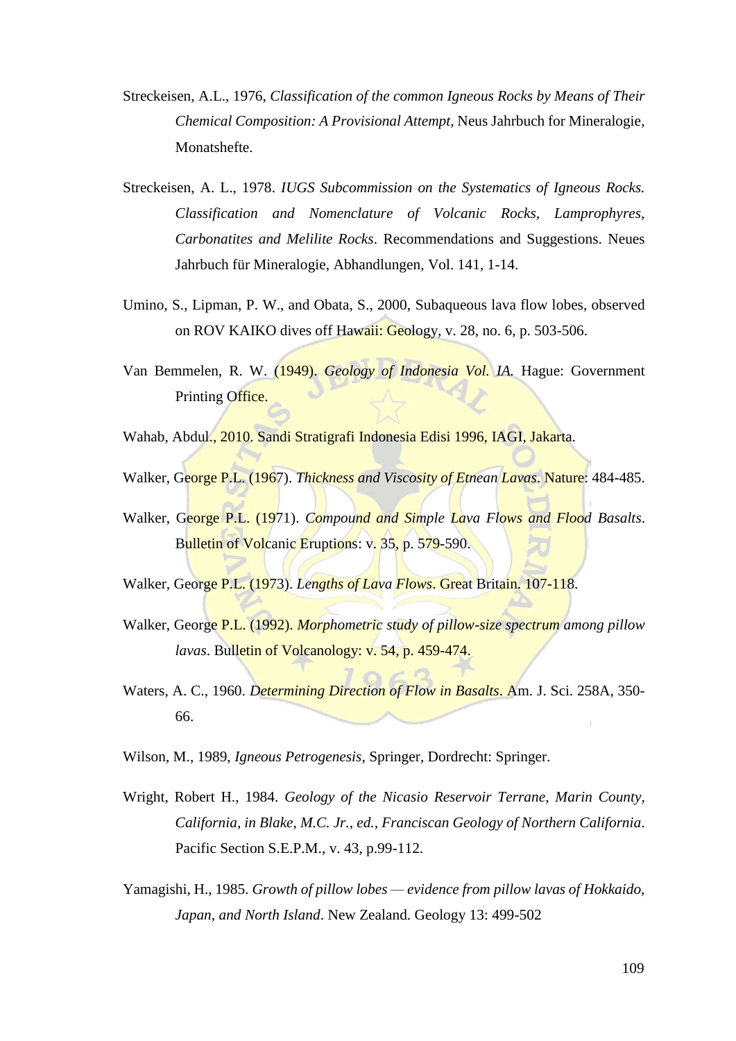Streckeisen, A.L., 1976, *Classification of the common Igneous Rocks by Means of Their Chemical Composition: A Provisional Attempt*, Neus Jahrbuch for Mineralogie, Monatshefte.

Streckeisen, A. L., 1978. *IUGS Subcommission on the Systematics of Igneous Rocks. Classification and Nomenclature of Volcanic Rocks, Lamprophyres, Carbonatites and Melilite Rocks*. Recommendations and Suggestions. Neues Jahrbuch für Mineralogie, Abhandlungen, Vol. 141, 1-14.

Umino, S., Lipman, P. W., and Obata, S., 2000, Subaqueous lava flow lobes, observed on ROV KAIKO dives off Hawaii: Geology, v. 28, no. 6, p. 503-506.

Van Bemmelen, R. W. (1949). *Geology of Indonesia Vol. IA.* Hague: Government Printing Office.

Wahab, Abdul., 2010. Sandi Stratigrafi Indonesia Edisi 1996, IAGI, Jakarta.

Walker, George P.L. (1967). *Thickness and Viscosity of Etnean Lavas*. Nature: 484-485.

Walker, George P.L. (1971). *Compound and Simple Lava Flows and Flood Basalts*. Bulletin of Volcanic Eruptions: v. 35, p. 579-590.

Walker, George P.L. (1973). *Lengths of Lava Flows*. Great Britain. 107-118.

Walker, George P.L. (1992). *Morphometric study of pillow-size spectrum among pillow lavas*. Bulletin of Volcanology: v. 54, p. 459-474.

Waters, A. C., 1960. *Determining Direction of Flow in Basalts*. Am. J. Sci. 258A, 350-66.

Wilson, M., 1989, *Igneous Petrogenesis*, Springer, Dordrecht: Springer.

Wright, Robert H., 1984. *Geology of the Nicasio Reservoir Terrane, Marin County, California, in Blake, M.C. Jr., ed., Franciscan Geology of Northern California*. Pacific Section S.E.P.M., v. 43, p.99-112.

Yamagishi, H., 1985. *Growth of pillow lobes — evidence from pillow lavas of Hokkaido, Japan, and North Island*. New Zealand. Geology 13: 499-502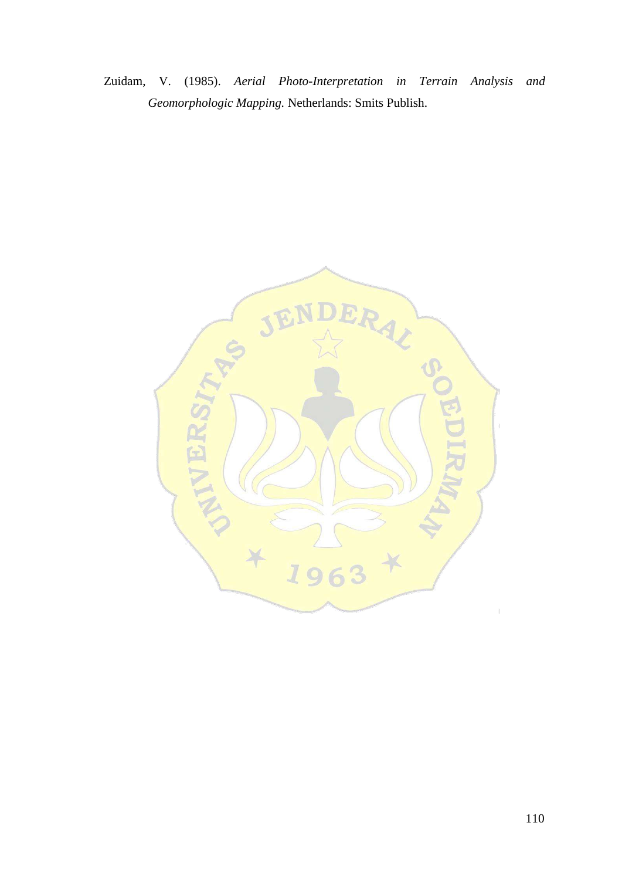Zuidam, V. (1985). *Aerial Photo-Interpretation in Terrain Analysis and Geomorphologic Mapping.* Netherlands: Smits Publish.